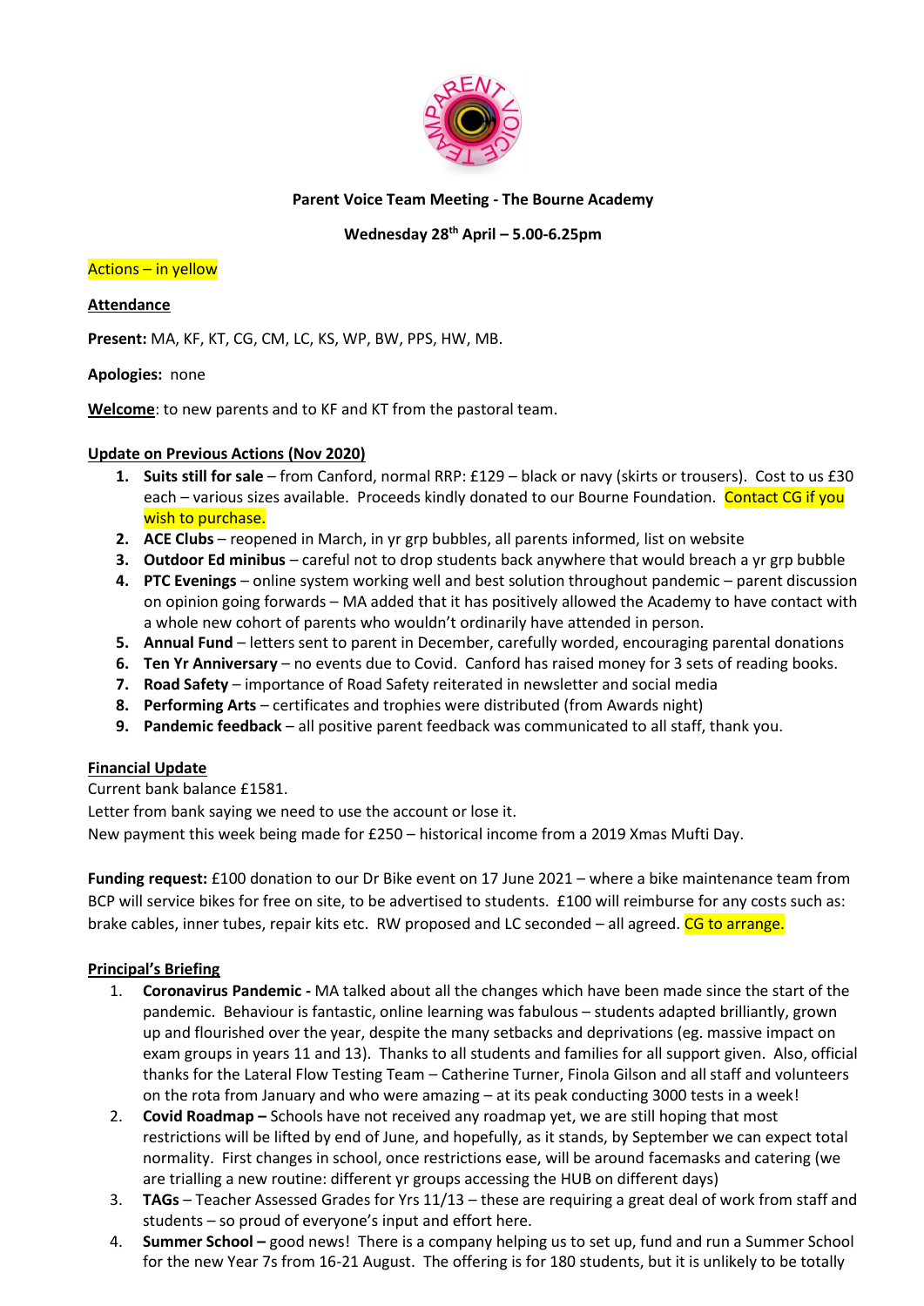**Parent Voice Team Meeting - The Bourne Academy**

**Wednesday 28th April – 5.00-6.25pm**

Actions – in yellow

**Attendance**

**Present:** MA, KF, KT, CG, CM, LC, KS, WP, BW, PPS, HW, MB.

**Apologies:** none

**Welcome**: to new parents and to KF and KT from the pastoral team.

**Update on Previous Actions (Nov 2020)**

1. **Suits still for sale** – from Canford, normal RRP: £129 – black or navy (skirts or trousers). Cost to us £30 each – various sizes available. Proceeds kindly donated to our Bourne Foundation. Contact CG if you wish to purchase.
2. **ACE Clubs** – reopened in March, in yr grp bubbles, all parents informed, list on website
3. **Outdoor Ed minibus** – careful not to drop students back anywhere that would breach a yr grp bubble
4. **PTC Evenings** – online system working well and best solution throughout pandemic – parent discussion on opinion going forwards – MA added that it has positively allowed the Academy to have contact with a whole new cohort of parents who wouldn't ordinarily have attended in person.
5. **Annual Fund** – letters sent to parent in December, carefully worded, encouraging parental donations
6. **Ten Yr Anniversary** – no events due to Covid. Canford has raised money for 3 sets of reading books.
7. **Road Safety** – importance of Road Safety reiterated in newsletter and social media
8. **Performing Arts** – certificates and trophies were distributed (from Awards night)
9. **Pandemic feedback** – all positive parent feedback was communicated to all staff, thank you.

**Financial Update**

Current bank balance £1581.

Letter from bank saying we need to use the account or lose it.

New payment this week being made for £250 – historical income from a 2019 Xmas Mufti Day.

**Funding request:** £100 donation to our Dr Bike event on 17 June 2021 – where a bike maintenance team from BCP will service bikes for free on site, to be advertised to students. £100 will reimburse for any costs such as: brake cables, inner tubes, repair kits etc. RW proposed and LC seconded – all agreed. CG to arrange.

**Principal's Briefing**

1. **Coronavirus Pandemic -** MA talked about all the changes which have been made since the start of the pandemic. Behaviour is fantastic, online learning was fabulous – students adapted brilliantly, grown up and flourished over the year, despite the many setbacks and deprivations (eg. massive impact on exam groups in years 11 and 13). Thanks to all students and families for all support given. Also, official thanks for the Lateral Flow Testing Team – Catherine Turner, Finola Gilson and all staff and volunteers on the rota from January and who were amazing – at its peak conducting 3000 tests in a week!
2. **Covid Roadmap –** Schools have not received any roadmap yet, we are still hoping that most restrictions will be lifted by end of June, and hopefully, as it stands, by September we can expect total normality. First changes in school, once restrictions ease, will be around facemasks and catering (we are trialling a new routine: different yr groups accessing the HUB on different days)
3. **TAGs** – Teacher Assessed Grades for Yrs 11/13 – these are requiring a great deal of work from staff and students – so proud of everyone's input and effort here.
4. **Summer School –** good news! There is a company helping us to set up, fund and run a Summer School for the new Year 7s from 16-21 August. The offering is for 180 students, but it is unlikely to be totally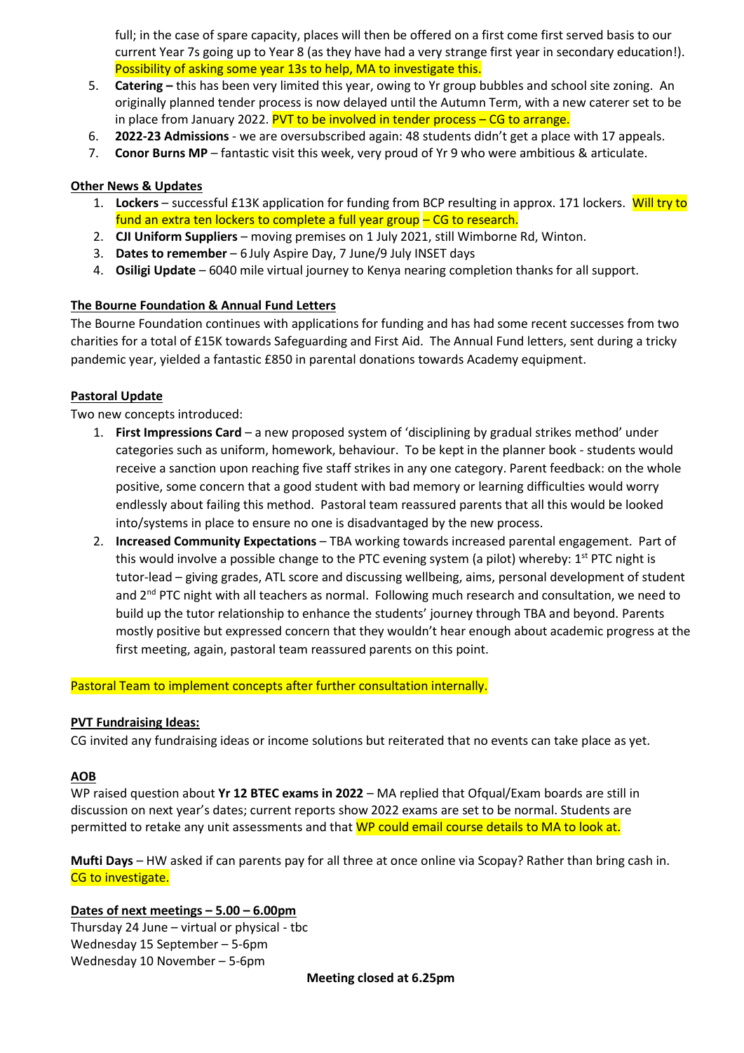full; in the case of spare capacity, places will then be offered on a first come first served basis to our current Year 7s going up to Year 8 (as they have had a very strange first year in secondary education!). Possibility of asking some year 13s to help, MA to investigate this.

5. **Catering –** this has been very limited this year, owing to Yr group bubbles and school site zoning. An originally planned tender process is now delayed until the Autumn Term, with a new caterer set to be in place from January 2022. PVT to be involved in tender process – CG to arrange.
6. **2022-23 Admissions** - we are oversubscribed again: 48 students didn't get a place with 17 appeals.
7. **Conor Burns MP** – fantastic visit this week, very proud of Yr 9 who were ambitious & articulate.

**Other News & Updates**

1. **Lockers** – successful £13K application for funding from BCP resulting in approx. 171 lockers. Will try to fund an extra ten lockers to complete a full year group – CG to research.
2. **CJI Uniform Suppliers** – moving premises on 1 July 2021, still Wimborne Rd, Winton.
3. **Dates to remember** – 6 July Aspire Day, 7 June/9 July INSET days
4. **Osiligi Update** – 6040 mile virtual journey to Kenya nearing completion thanks for all support.

**The Bourne Foundation & Annual Fund Letters**

The Bourne Foundation continues with applications for funding and has had some recent successes from two charities for a total of £15K towards Safeguarding and First Aid. The Annual Fund letters, sent during a tricky pandemic year, yielded a fantastic £850 in parental donations towards Academy equipment.

**Pastoral Update**

Two new concepts introduced:

1. **First Impressions Card** – a new proposed system of 'disciplining by gradual strikes method' under categories such as uniform, homework, behaviour. To be kept in the planner book - students would receive a sanction upon reaching five staff strikes in any one category. Parent feedback: on the whole positive, some concern that a good student with bad memory or learning difficulties would worry endlessly about failing this method. Pastoral team reassured parents that all this would be looked into/systems in place to ensure no one is disadvantaged by the new process.
2. **Increased Community Expectations** – TBA working towards increased parental engagement. Part of this would involve a possible change to the PTC evening system (a pilot) whereby: 1st PTC night is tutor-lead – giving grades, ATL score and discussing wellbeing, aims, personal development of student and 2nd PTC night with all teachers as normal. Following much research and consultation, we need to build up the tutor relationship to enhance the students' journey through TBA and beyond. Parents mostly positive but expressed concern that they wouldn't hear enough about academic progress at the first meeting, again, pastoral team reassured parents on this point.

Pastoral Team to implement concepts after further consultation internally.

**PVT Fundraising Ideas:**

CG invited any fundraising ideas or income solutions but reiterated that no events can take place as yet.

**AOB**

WP raised question about **Yr 12 BTEC exams in 2022** – MA replied that Ofqual/Exam boards are still in discussion on next year's dates; current reports show 2022 exams are set to be normal. Students are permitted to retake any unit assessments and that WP could email course details to MA to look at.

**Mufti Days** – HW asked if can parents pay for all three at once online via Scopay? Rather than bring cash in. CG to investigate.

**Dates of next meetings – 5.00 – 6.00pm**

Thursday 24 June – virtual or physical - tbc
Wednesday 15 September – 5-6pm
Wednesday 10 November – 5-6pm

**Meeting closed at 6.25pm**